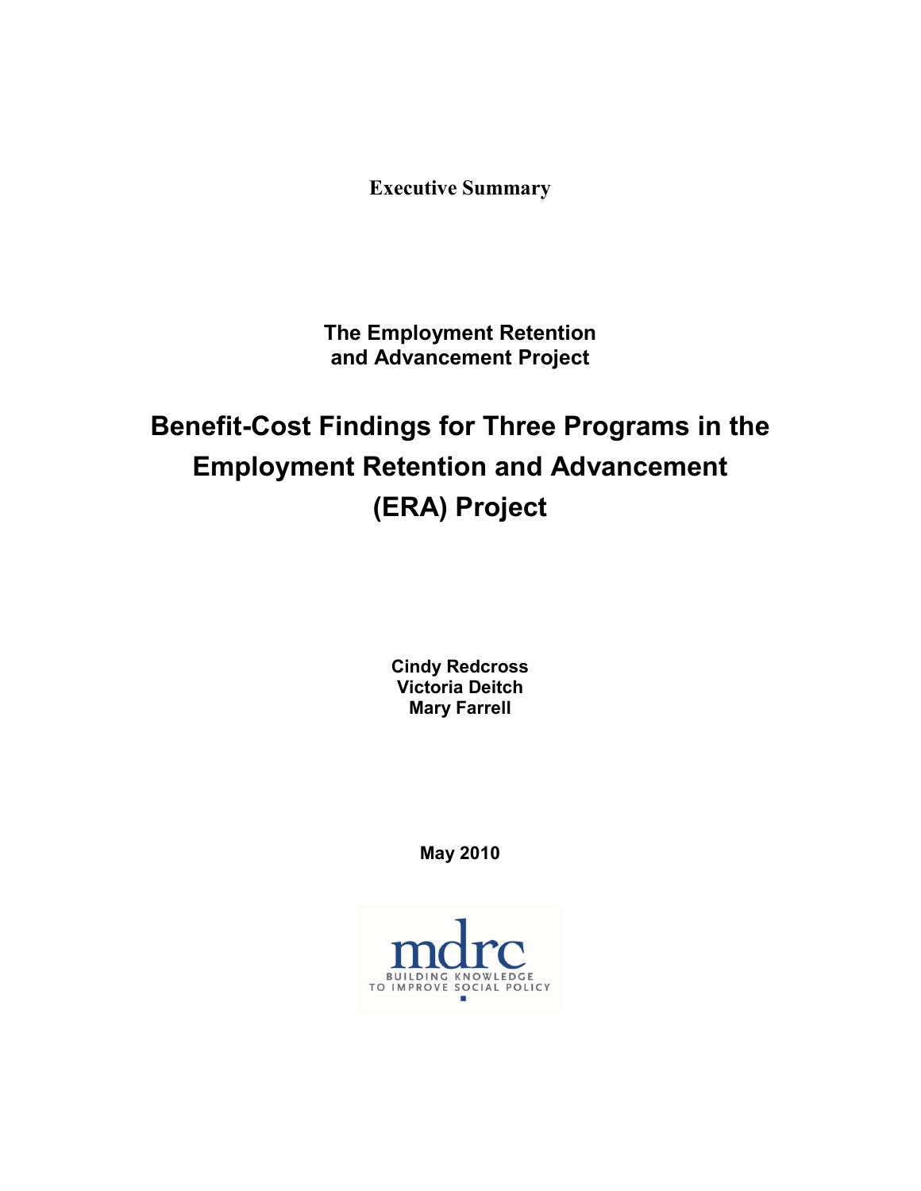**Executive Summary**

## The Employment Retention and Advancement Project

# Benefit-Cost Findings for Three Programs in the Employment Retention and Advancement (ERA) Project

**Cindy Redcross**
**Victoria Deitch**
**Mary Farrell**

**May 2010**

mdrc
BUILDING KNOWLEDGE TO IMPROVE SOCIAL POLICY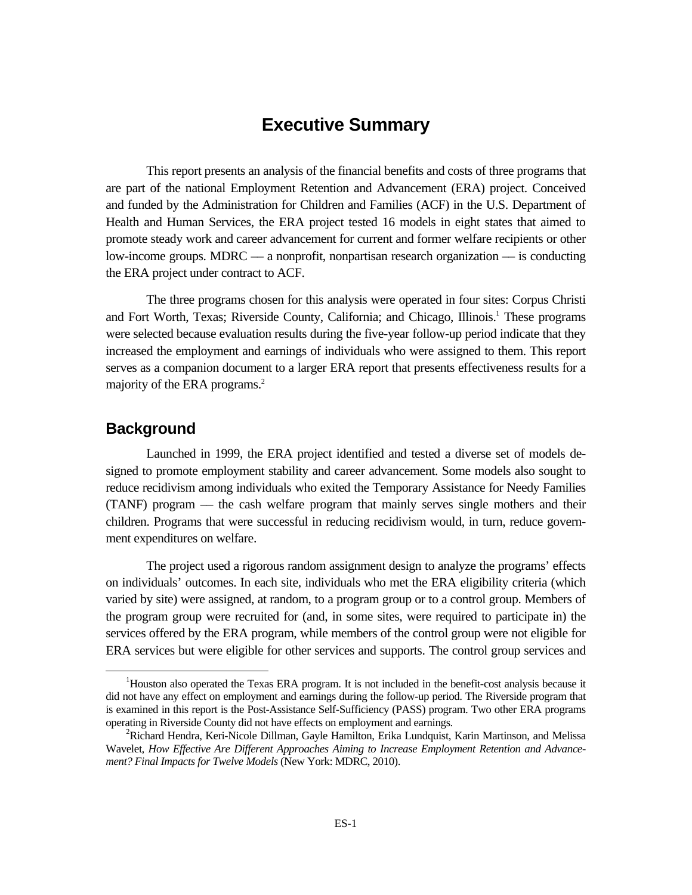# Executive Summary

This report presents an analysis of the financial benefits and costs of three programs that are part of the national Employment Retention and Advancement (ERA) project. Conceived and funded by the Administration for Children and Families (ACF) in the U.S. Department of Health and Human Services, the ERA project tested 16 models in eight states that aimed to promote steady work and career advancement for current and former welfare recipients or other low-income groups. MDRC — a nonprofit, nonpartisan research organization — is conducting the ERA project under contract to ACF.

The three programs chosen for this analysis were operated in four sites: Corpus Christi and Fort Worth, Texas; Riverside County, California; and Chicago, Illinois.[1] These programs were selected because evaluation results during the five-year follow-up period indicate that they increased the employment and earnings of individuals who were assigned to them. This report serves as a companion document to a larger ERA report that presents effectiveness results for a majority of the ERA programs.[2]

## Background

Launched in 1999, the ERA project identified and tested a diverse set of models designed to promote employment stability and career advancement. Some models also sought to reduce recidivism among individuals who exited the Temporary Assistance for Needy Families (TANF) program — the cash welfare program that mainly serves single mothers and their children. Programs that were successful in reducing recidivism would, in turn, reduce government expenditures on welfare.

The project used a rigorous random assignment design to analyze the programs' effects on individuals' outcomes. In each site, individuals who met the ERA eligibility criteria (which varied by site) were assigned, at random, to a program group or to a control group. Members of the program group were recruited for (and, in some sites, were required to participate in) the services offered by the ERA program, while members of the control group were not eligible for ERA services but were eligible for other services and supports. The control group services and

---

[1]Houston also operated the Texas ERA program. It is not included in the benefit-cost analysis because it did not have any effect on employment and earnings during the follow-up period. The Riverside program that is examined in this report is the Post-Assistance Self-Sufficiency (PASS) program. Two other ERA programs operating in Riverside County did not have effects on employment and earnings.

[2]Richard Hendra, Keri-Nicole Dillman, Gayle Hamilton, Erika Lundquist, Karin Martinson, and Melissa Wavelet, *How Effective Are Different Approaches Aiming to Increase Employment Retention and Advancement? Final Impacts for Twelve Models* (New York: MDRC, 2010).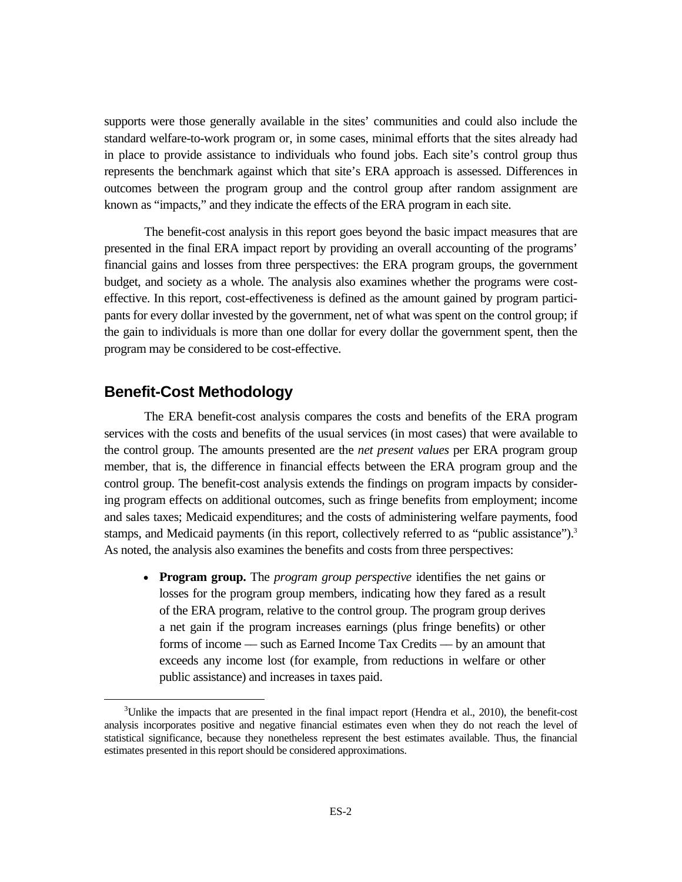supports were those generally available in the sites' communities and could also include the standard welfare-to-work program or, in some cases, minimal efforts that the sites already had in place to provide assistance to individuals who found jobs. Each site's control group thus represents the benchmark against which that site's ERA approach is assessed. Differences in outcomes between the program group and the control group after random assignment are known as "impacts," and they indicate the effects of the ERA program in each site.

The benefit-cost analysis in this report goes beyond the basic impact measures that are presented in the final ERA impact report by providing an overall accounting of the programs' financial gains and losses from three perspectives: the ERA program groups, the government budget, and society as a whole. The analysis also examines whether the programs were cost-effective. In this report, cost-effectiveness is defined as the amount gained by program participants for every dollar invested by the government, net of what was spent on the control group; if the gain to individuals is more than one dollar for every dollar the government spent, then the program may be considered to be cost-effective.

## Benefit-Cost Methodology

The ERA benefit-cost analysis compares the costs and benefits of the ERA program services with the costs and benefits of the usual services (in most cases) that were available to the control group. The amounts presented are the *net present values* per ERA program group member, that is, the difference in financial effects between the ERA program group and the control group. The benefit-cost analysis extends the findings on program impacts by considering program effects on additional outcomes, such as fringe benefits from employment; income and sales taxes; Medicaid expenditures; and the costs of administering welfare payments, food stamps, and Medicaid payments (in this report, collectively referred to as "public assistance").[3] As noted, the analysis also examines the benefits and costs from three perspectives:

- **Program group.** The *program group perspective* identifies the net gains or losses for the program group members, indicating how they fared as a result of the ERA program, relative to the control group. The program group derives a net gain if the program increases earnings (plus fringe benefits) or other forms of income — such as Earned Income Tax Credits — by an amount that exceeds any income lost (for example, from reductions in welfare or other public assistance) and increases in taxes paid.

[3] Unlike the impacts that are presented in the final impact report (Hendra et al., 2010), the benefit-cost analysis incorporates positive and negative financial estimates even when they do not reach the level of statistical significance, because they nonetheless represent the best estimates available. Thus, the financial estimates presented in this report should be considered approximations.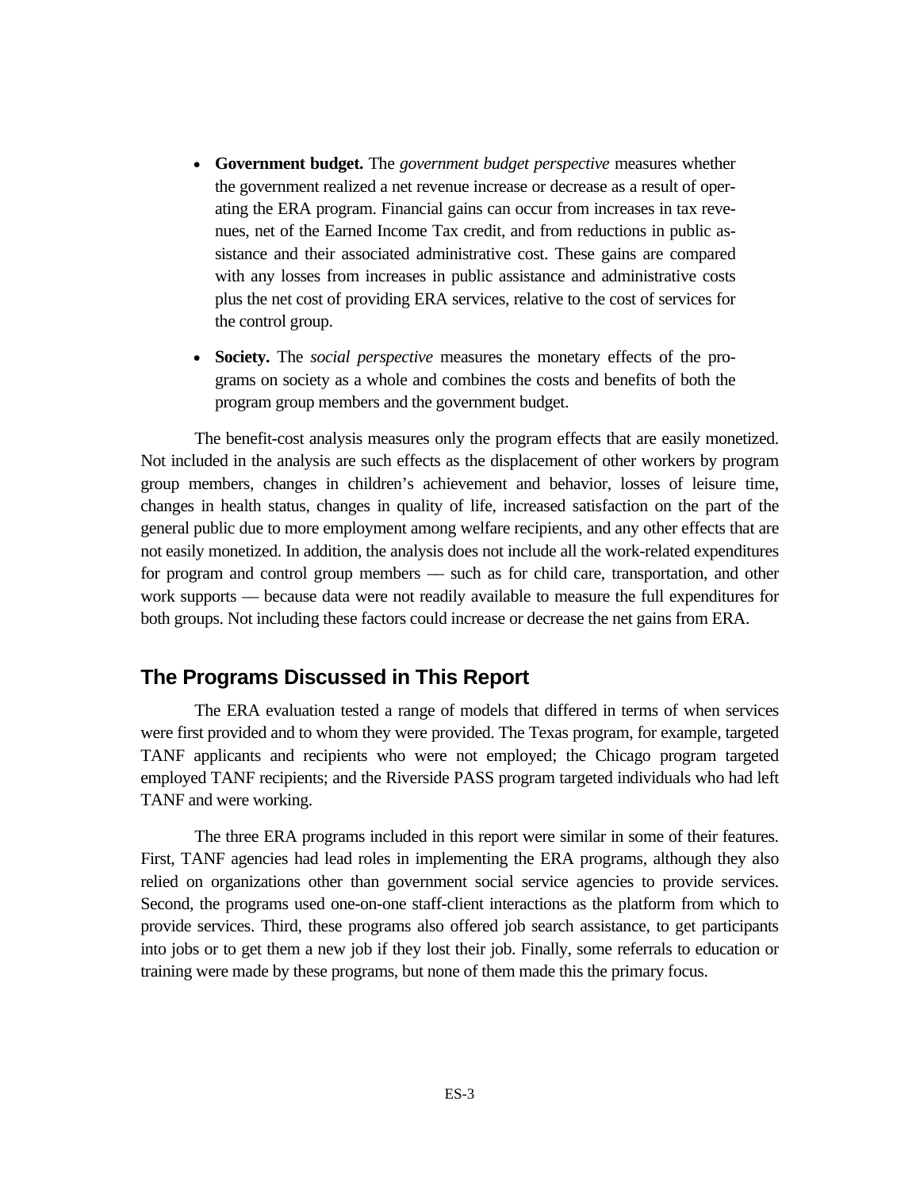- **Government budget.** The *government budget perspective* measures whether the government realized a net revenue increase or decrease as a result of operating the ERA program. Financial gains can occur from increases in tax revenues, net of the Earned Income Tax credit, and from reductions in public assistance and their associated administrative cost. These gains are compared with any losses from increases in public assistance and administrative costs plus the net cost of providing ERA services, relative to the cost of services for the control group.

- **Society.** The *social perspective* measures the monetary effects of the programs on society as a whole and combines the costs and benefits of both the program group members and the government budget.

The benefit-cost analysis measures only the program effects that are easily monetized. Not included in the analysis are such effects as the displacement of other workers by program group members, changes in children's achievement and behavior, losses of leisure time, changes in health status, changes in quality of life, increased satisfaction on the part of the general public due to more employment among welfare recipients, and any other effects that are not easily monetized. In addition, the analysis does not include all the work-related expenditures for program and control group members — such as for child care, transportation, and other work supports — because data were not readily available to measure the full expenditures for both groups. Not including these factors could increase or decrease the net gains from ERA.

## The Programs Discussed in This Report

The ERA evaluation tested a range of models that differed in terms of when services were first provided and to whom they were provided. The Texas program, for example, targeted TANF applicants and recipients who were not employed; the Chicago program targeted employed TANF recipients; and the Riverside PASS program targeted individuals who had left TANF and were working.

The three ERA programs included in this report were similar in some of their features. First, TANF agencies had lead roles in implementing the ERA programs, although they also relied on organizations other than government social service agencies to provide services. Second, the programs used one-on-one staff-client interactions as the platform from which to provide services. Third, these programs also offered job search assistance, to get participants into jobs or to get them a new job if they lost their job. Finally, some referrals to education or training were made by these programs, but none of them made this the primary focus.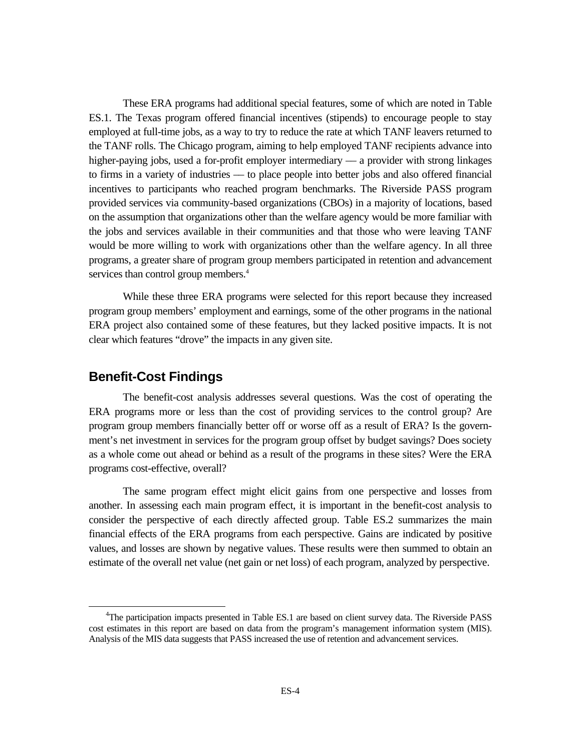These ERA programs had additional special features, some of which are noted in Table ES.1. The Texas program offered financial incentives (stipends) to encourage people to stay employed at full-time jobs, as a way to try to reduce the rate at which TANF leavers returned to the TANF rolls. The Chicago program, aiming to help employed TANF recipients advance into higher-paying jobs, used a for-profit employer intermediary — a provider with strong linkages to firms in a variety of industries — to place people into better jobs and also offered financial incentives to participants who reached program benchmarks. The Riverside PASS program provided services via community-based organizations (CBOs) in a majority of locations, based on the assumption that organizations other than the welfare agency would be more familiar with the jobs and services available in their communities and that those who were leaving TANF would be more willing to work with organizations other than the welfare agency. In all three programs, a greater share of program group members participated in retention and advancement services than control group members.[4]

While these three ERA programs were selected for this report because they increased program group members' employment and earnings, some of the other programs in the national ERA project also contained some of these features, but they lacked positive impacts. It is not clear which features "drove" the impacts in any given site.

## Benefit-Cost Findings

The benefit-cost analysis addresses several questions. Was the cost of operating the ERA programs more or less than the cost of providing services to the control group? Are program group members financially better off or worse off as a result of ERA? Is the government's net investment in services for the program group offset by budget savings? Does society as a whole come out ahead or behind as a result of the programs in these sites? Were the ERA programs cost-effective, overall?

The same program effect might elicit gains from one perspective and losses from another. In assessing each main program effect, it is important in the benefit-cost analysis to consider the perspective of each directly affected group. Table ES.2 summarizes the main financial effects of the ERA programs from each perspective. Gains are indicated by positive values, and losses are shown by negative values. These results were then summed to obtain an estimate of the overall net value (net gain or net loss) of each program, analyzed by perspective.

[4]The participation impacts presented in Table ES.1 are based on client survey data. The Riverside PASS cost estimates in this report are based on data from the program's management information system (MIS). Analysis of the MIS data suggests that PASS increased the use of retention and advancement services.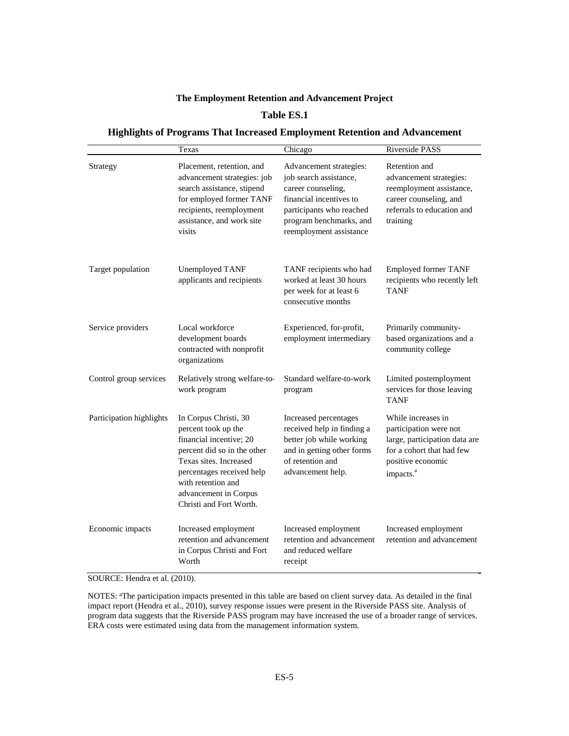**The Employment Retention and Advancement Project**

**Table ES.1**

**Highlights of Programs That Increased Employment Retention and Advancement**

| | Texas | Chicago | Riverside PASS |
|---|---|---|---|
| Strategy | Placement, retention, and advancement strategies: job search assistance, stipend for employed former TANF recipients, reemployment assistance, and work site visits | Advancement strategies: job search assistance, career counseling, financial incentives to participants who reached program benchmarks, and reemployment assistance | Retention and advancement strategies: reemployment assistance, career counseling, and referrals to education and training |
| Target population | Unemployed TANF applicants and recipients | TANF recipients who had worked at least 30 hours per week for at least 6 consecutive months | Employed former TANF recipients who recently left TANF |
| Service providers | Local workforce development boards contracted with nonprofit organizations | Experienced, for-profit, employment intermediary | Primarily community-based organizations and a community college |
| Control group services | Relatively strong welfare-to-work program | Standard welfare-to-work program | Limited postemployment services for those leaving TANF |
| Participation highlights | In Corpus Christi, 30 percent took up the financial incentive; 20 percent did so in the other Texas sites. Increased percentages received help with retention and advancement in Corpus Christi and Fort Worth. | Increased percentages received help in finding a better job while working and in getting other forms of retention and advancement help. | While increases in participation were not large, participation data are for a cohort that had few positive economic impacts.[a] |
| Economic impacts | Increased employment retention and advancement in Corpus Christi and Fort Worth | Increased employment retention and advancement and reduced welfare receipt | Increased employment retention and advancement |

SOURCE: Hendra et al. (2010).

NOTES: [a]The participation impacts presented in this table are based on client survey data. As detailed in the final impact report (Hendra et al., 2010), survey response issues were present in the Riverside PASS site. Analysis of program data suggests that the Riverside PASS program may have increased the use of a broader range of services. ERA costs were estimated using data from the management information system.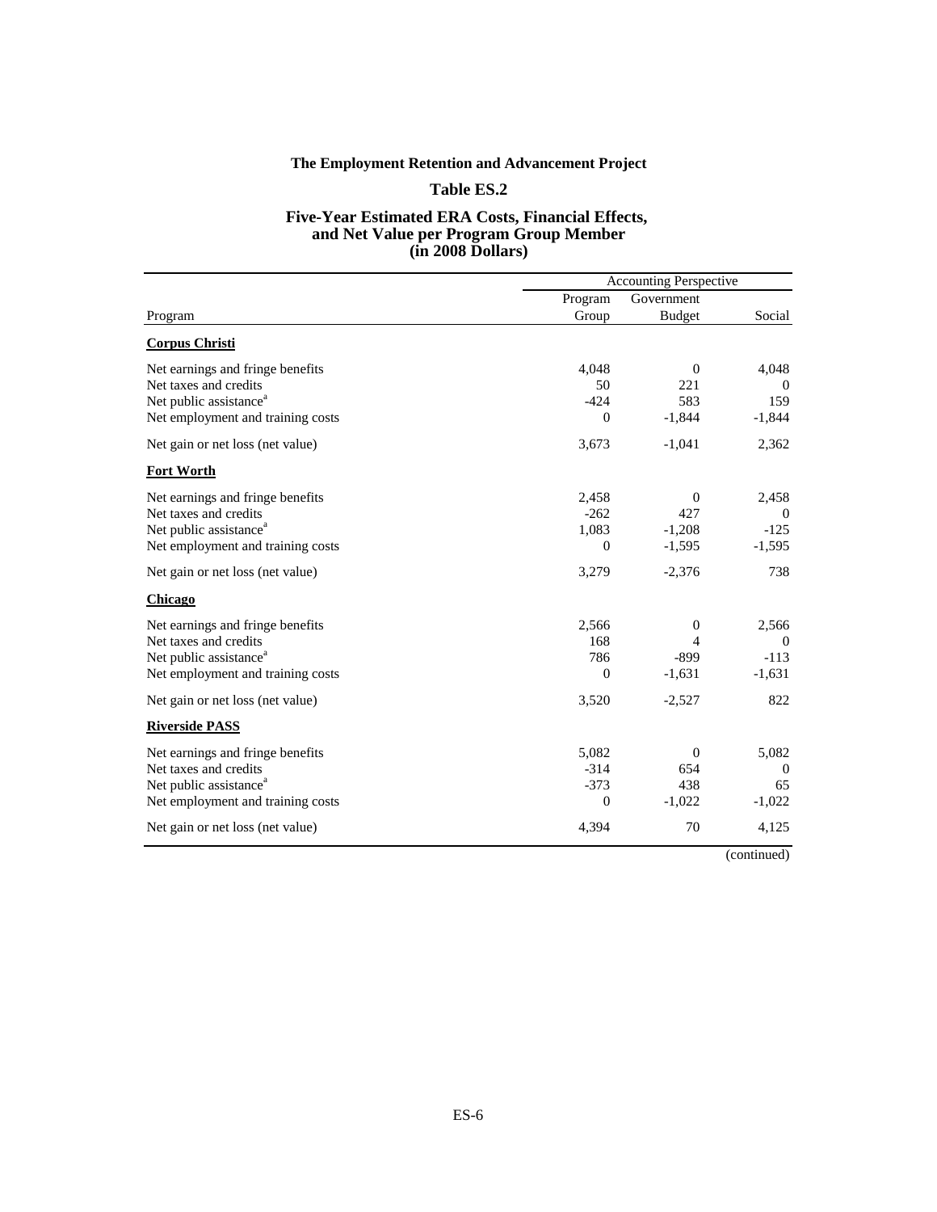**The Employment Retention and Advancement Project**

**Table ES.2**

**Five-Year Estimated ERA Costs, Financial Effects, and Net Value per Program Group Member (in 2008 Dollars)**

| | Accounting Perspective | | |
|---|---|---|---|
| Program | Program Group | Government Budget | Social |
| **Corpus Christi** | | | |
| Net earnings and fringe benefits | 4,048 | 0 | 4,048 |
| Net taxes and credits | 50 | 221 | 0 |
| Net public assistance[a] | -424 | 583 | 159 |
| Net employment and training costs | 0 | -1,844 | -1,844 |
| Net gain or net loss (net value) | 3,673 | -1,041 | 2,362 |
| **Fort Worth** | | | |
| Net earnings and fringe benefits | 2,458 | 0 | 2,458 |
| Net taxes and credits | -262 | 427 | 0 |
| Net public assistance[a] | 1,083 | -1,208 | -125 |
| Net employment and training costs | 0 | -1,595 | -1,595 |
| Net gain or net loss (net value) | 3,279 | -2,376 | 738 |
| **Chicago** | | | |
| Net earnings and fringe benefits | 2,566 | 0 | 2,566 |
| Net taxes and credits | 168 | 4 | 0 |
| Net public assistance[a] | 786 | -899 | -113 |
| Net employment and training costs | 0 | -1,631 | -1,631 |
| Net gain or net loss (net value) | 3,520 | -2,527 | 822 |
| **Riverside PASS** | | | |
| Net earnings and fringe benefits | 5,082 | 0 | 5,082 |
| Net taxes and credits | -314 | 654 | 0 |
| Net public assistance[a] | -373 | 438 | 65 |
| Net employment and training costs | 0 | -1,022 | -1,022 |
| Net gain or net loss (net value) | 4,394 | 70 | 4,125 |

(continued)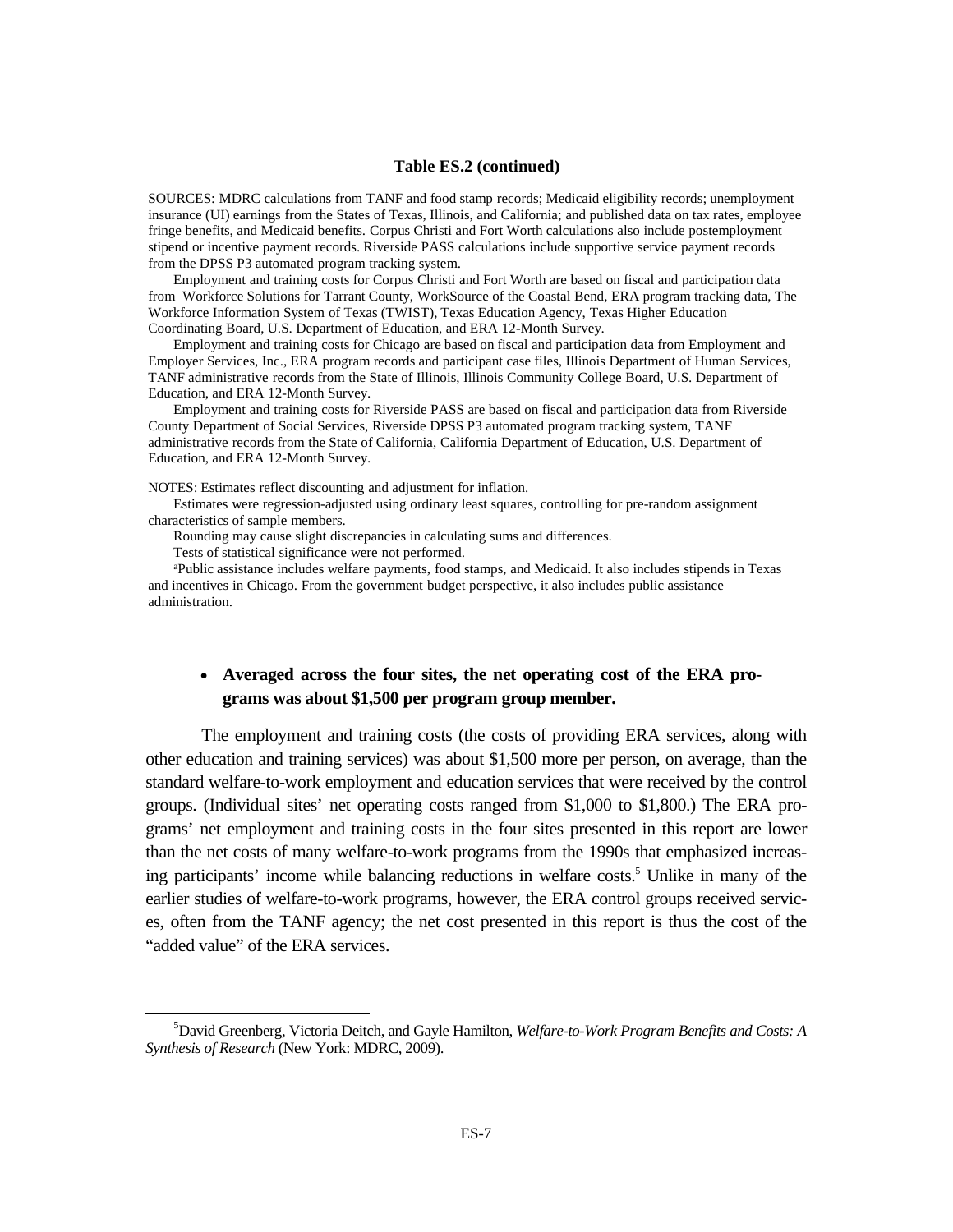**Table ES.2 (continued)**

SOURCES: MDRC calculations from TANF and food stamp records; Medicaid eligibility records; unemployment insurance (UI) earnings from the States of Texas, Illinois, and California; and published data on tax rates, employee fringe benefits, and Medicaid benefits. Corpus Christi and Fort Worth calculations also include postemployment stipend or incentive payment records. Riverside PASS calculations include supportive service payment records from the DPSS P3 automated program tracking system.

Employment and training costs for Corpus Christi and Fort Worth are based on fiscal and participation data from Workforce Solutions for Tarrant County, WorkSource of the Coastal Bend, ERA program tracking data, The Workforce Information System of Texas (TWIST), Texas Education Agency, Texas Higher Education Coordinating Board, U.S. Department of Education, and ERA 12-Month Survey.

Employment and training costs for Chicago are based on fiscal and participation data from Employment and Employer Services, Inc., ERA program records and participant case files, Illinois Department of Human Services, TANF administrative records from the State of Illinois, Illinois Community College Board, U.S. Department of Education, and ERA 12-Month Survey.

Employment and training costs for Riverside PASS are based on fiscal and participation data from Riverside County Department of Social Services, Riverside DPSS P3 automated program tracking system, TANF administrative records from the State of California, California Department of Education, U.S. Department of Education, and ERA 12-Month Survey.

NOTES: Estimates reflect discounting and adjustment for inflation.

Estimates were regression-adjusted using ordinary least squares, controlling for pre-random assignment characteristics of sample members.

Rounding may cause slight discrepancies in calculating sums and differences.

Tests of statistical significance were not performed.

[a]Public assistance includes welfare payments, food stamps, and Medicaid. It also includes stipends in Texas and incentives in Chicago. From the government budget perspective, it also includes public assistance administration.

- **Averaged across the four sites, the net operating cost of the ERA programs was about $1,500 per program group member.**

The employment and training costs (the costs of providing ERA services, along with other education and training services) was about $1,500 more per person, on average, than the standard welfare-to-work employment and education services that were received by the control groups. (Individual sites' net operating costs ranged from $1,000 to $1,800.) The ERA programs' net employment and training costs in the four sites presented in this report are lower than the net costs of many welfare-to-work programs from the 1990s that emphasized increasing participants' income while balancing reductions in welfare costs.[5] Unlike in many of the earlier studies of welfare-to-work programs, however, the ERA control groups received services, often from the TANF agency; the net cost presented in this report is thus the cost of the "added value" of the ERA services.

[5]David Greenberg, Victoria Deitch, and Gayle Hamilton, *Welfare-to-Work Program Benefits and Costs: A Synthesis of Research* (New York: MDRC, 2009).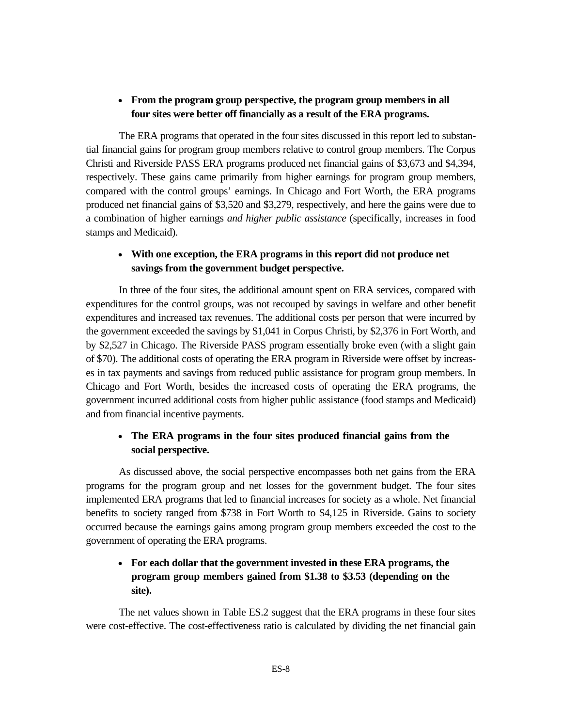- **From the program group perspective, the program group members in all four sites were better off financially as a result of the ERA programs.**

The ERA programs that operated in the four sites discussed in this report led to substantial financial gains for program group members relative to control group members. The Corpus Christi and Riverside PASS ERA programs produced net financial gains of $3,673 and $4,394, respectively. These gains came primarily from higher earnings for program group members, compared with the control groups' earnings. In Chicago and Fort Worth, the ERA programs produced net financial gains of $3,520 and $3,279, respectively, and here the gains were due to a combination of higher earnings *and higher public assistance* (specifically, increases in food stamps and Medicaid).

- **With one exception, the ERA programs in this report did not produce net savings from the government budget perspective.**

In three of the four sites, the additional amount spent on ERA services, compared with expenditures for the control groups, was not recouped by savings in welfare and other benefit expenditures and increased tax revenues. The additional costs per person that were incurred by the government exceeded the savings by $1,041 in Corpus Christi, by $2,376 in Fort Worth, and by $2,527 in Chicago. The Riverside PASS program essentially broke even (with a slight gain of $70). The additional costs of operating the ERA program in Riverside were offset by increases in tax payments and savings from reduced public assistance for program group members. In Chicago and Fort Worth, besides the increased costs of operating the ERA programs, the government incurred additional costs from higher public assistance (food stamps and Medicaid) and from financial incentive payments.

- **The ERA programs in the four sites produced financial gains from the social perspective.**

As discussed above, the social perspective encompasses both net gains from the ERA programs for the program group and net losses for the government budget. The four sites implemented ERA programs that led to financial increases for society as a whole. Net financial benefits to society ranged from $738 in Fort Worth to $4,125 in Riverside. Gains to society occurred because the earnings gains among program group members exceeded the cost to the government of operating the ERA programs.

- **For each dollar that the government invested in these ERA programs, the program group members gained from $1.38 to $3.53 (depending on the site).**

The net values shown in Table ES.2 suggest that the ERA programs in these four sites were cost-effective. The cost-effectiveness ratio is calculated by dividing the net financial gain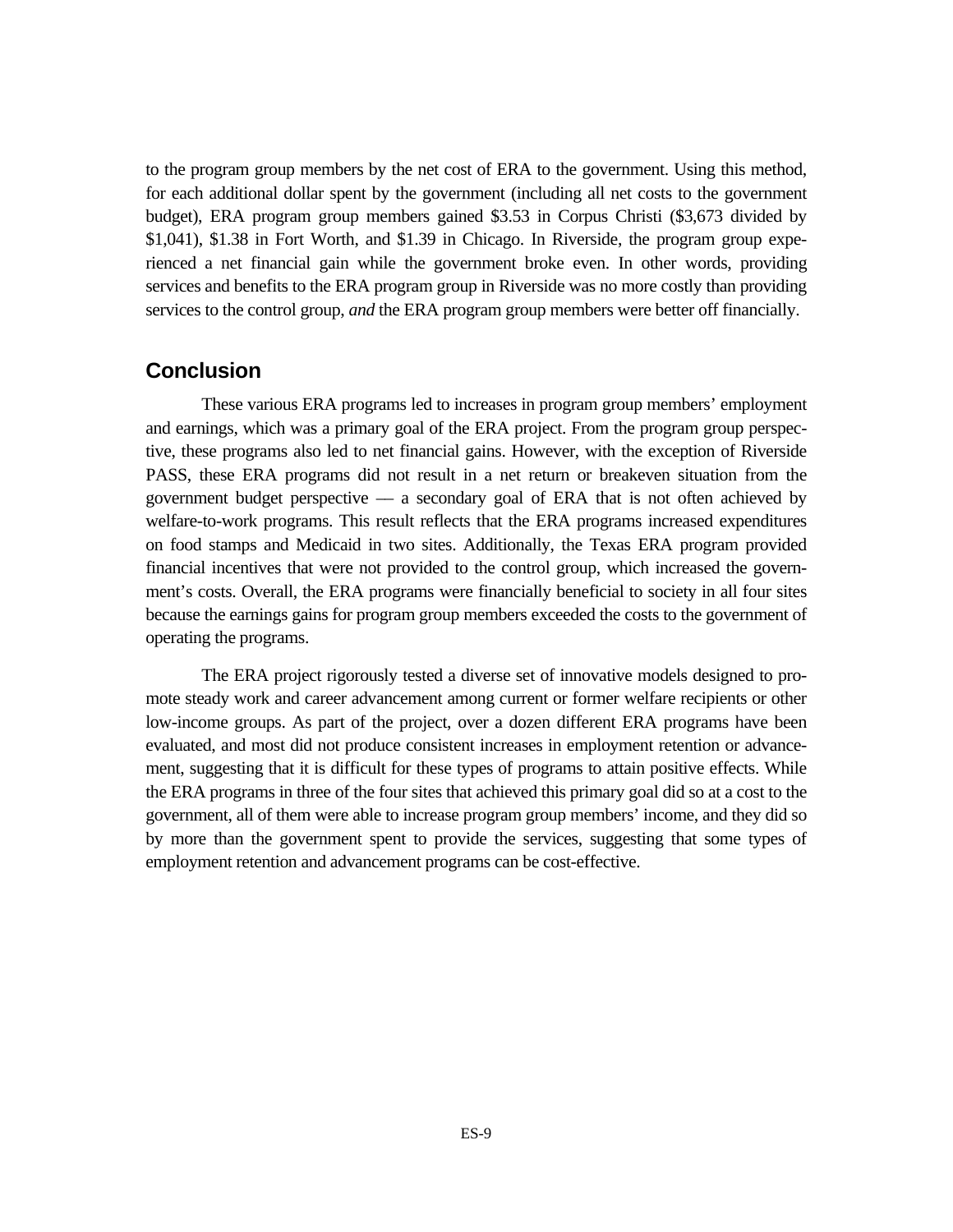to the program group members by the net cost of ERA to the government. Using this method, for each additional dollar spent by the government (including all net costs to the government budget), ERA program group members gained $3.53 in Corpus Christi ($3,673 divided by $1,041), $1.38 in Fort Worth, and $1.39 in Chicago. In Riverside, the program group experienced a net financial gain while the government broke even. In other words, providing services and benefits to the ERA program group in Riverside was no more costly than providing services to the control group, *and* the ERA program group members were better off financially.

## Conclusion

These various ERA programs led to increases in program group members' employment and earnings, which was a primary goal of the ERA project. From the program group perspective, these programs also led to net financial gains. However, with the exception of Riverside PASS, these ERA programs did not result in a net return or breakeven situation from the government budget perspective — a secondary goal of ERA that is not often achieved by welfare-to-work programs. This result reflects that the ERA programs increased expenditures on food stamps and Medicaid in two sites. Additionally, the Texas ERA program provided financial incentives that were not provided to the control group, which increased the government's costs. Overall, the ERA programs were financially beneficial to society in all four sites because the earnings gains for program group members exceeded the costs to the government of operating the programs.

The ERA project rigorously tested a diverse set of innovative models designed to promote steady work and career advancement among current or former welfare recipients or other low-income groups. As part of the project, over a dozen different ERA programs have been evaluated, and most did not produce consistent increases in employment retention or advancement, suggesting that it is difficult for these types of programs to attain positive effects. While the ERA programs in three of the four sites that achieved this primary goal did so at a cost to the government, all of them were able to increase program group members' income, and they did so by more than the government spent to provide the services, suggesting that some types of employment retention and advancement programs can be cost-effective.